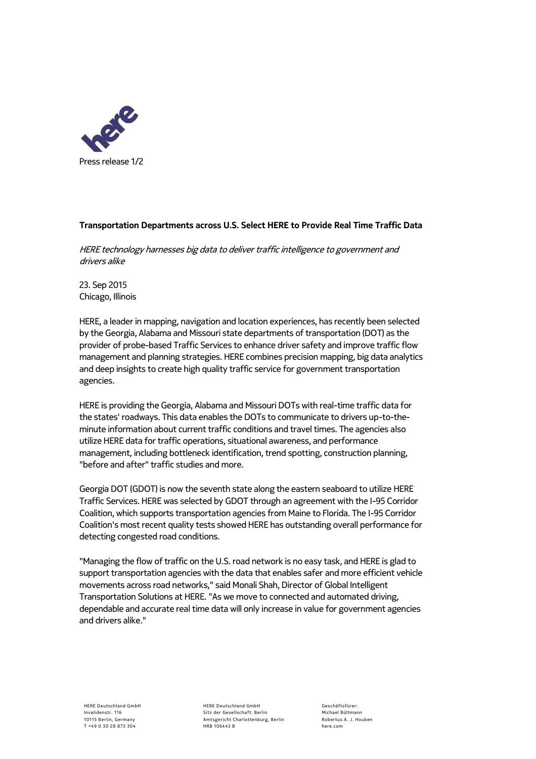Press release

**Transportation Departments across U.S. Select HERE to Provide Real Time Traffic Data**

*HERE technology harnesses big data to deliver traffic intelligence to government and drivers alike*

23. Sep 2015
Chicago, Illinois

HERE, a leader in mapping, navigation and location experiences, has recently been selected by the Georgia, Alabama and Missouri state departments of transportation (DOT) as the provider of probe-based Traffic Services to enhance driver safety and improve traffic flow management and planning strategies. HERE combines precision mapping, big data analytics and deep insights to create high quality traffic service for government transportation agencies.

HERE is providing the Georgia, Alabama and Missouri DOTs with real-time traffic data for the states' roadways. This data enables the DOTs to communicate to drivers up-to-the-minute information about current traffic conditions and travel times. The agencies also utilize HERE data for traffic operations, situational awareness, and performance management, including bottleneck identification, trend spotting, construction planning, "before and after" traffic studies and more.

Georgia DOT (GDOT) is now the seventh state along the eastern seaboard to utilize HERE Traffic Services. HERE was selected by GDOT through an agreement with the I-95 Corridor Coalition, which supports transportation agencies from Maine to Florida. The I-95 Corridor Coalition's most recent quality tests showed HERE has outstanding overall performance for detecting congested road conditions.

"Managing the flow of traffic on the U.S. road network is no easy task, and HERE is glad to support transportation agencies with the data that enables safer and more efficient vehicle movements across road networks," said Monali Shah, Director of Global Intelligent Transportation Solutions at HERE. "As we move to connected and automated driving, dependable and accurate real time data will only increase in value for government agencies and drivers alike."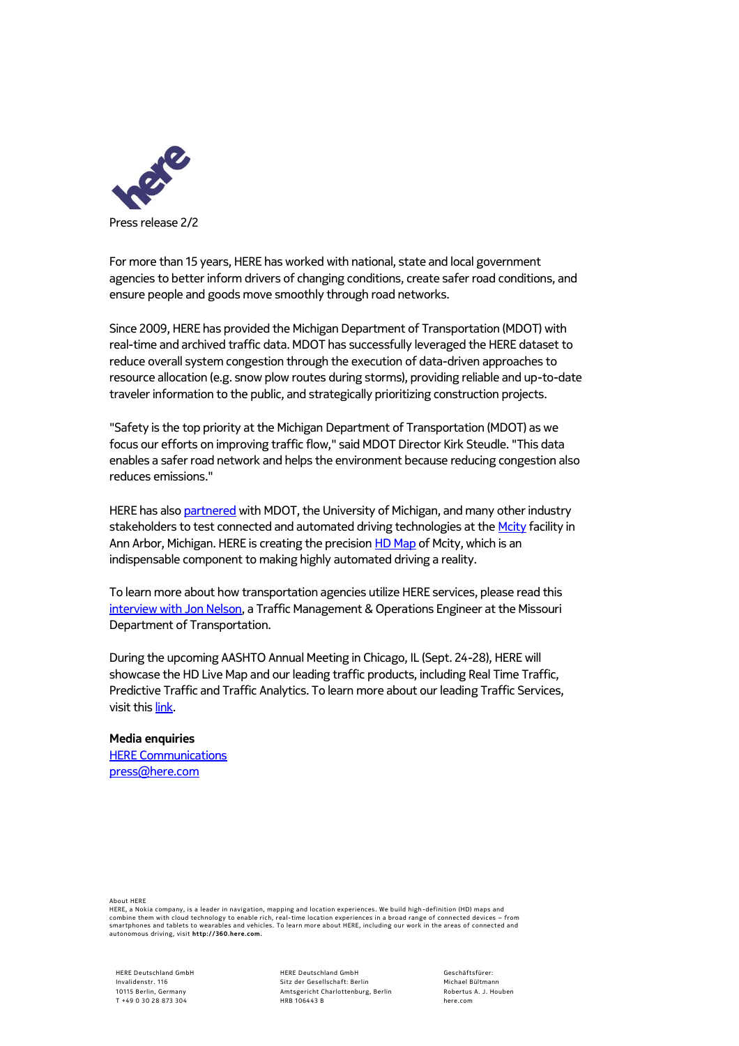Press release 2/2

For more than 15 years, HERE has worked with national, state and local government agencies to better inform drivers of changing conditions, create safer road conditions, and ensure people and goods move smoothly through road networks.

Since 2009, HERE has provided the Michigan Department of Transportation (MDOT) with real-time and archived traffic data. MDOT has successfully leveraged the HERE dataset to reduce overall system congestion through the execution of data-driven approaches to resource allocation (e.g. snow plow routes during storms), providing reliable and up-to-date traveler information to the public, and strategically prioritizing construction projects.

"Safety is the top priority at the Michigan Department of Transportation (MDOT) as we focus our efforts on improving traffic flow," said MDOT Director Kirk Steudle. "This data enables a safer road network and helps the environment because reducing congestion also reduces emissions."

HERE has also partnered with MDOT, the University of Michigan, and many other industry stakeholders to test connected and automated driving technologies at the Mcity facility in Ann Arbor, Michigan. HERE is creating the precision HD Map of Mcity, which is an indispensable component to making highly automated driving a reality.

To learn more about how transportation agencies utilize HERE services, please read this interview with Jon Nelson, a Traffic Management & Operations Engineer at the Missouri Department of Transportation.

During the upcoming AASHTO Annual Meeting in Chicago, IL (Sept. 24-28), HERE will showcase the HD Live Map and our leading traffic products, including Real Time Traffic, Predictive Traffic and Traffic Analytics. To learn more about our leading Traffic Services, visit this link.

**Media enquiries**
HERE Communications
press@here.com

About HERE
HERE, a Nokia company, is a leader in navigation, mapping and location experiences. We build high-definition (HD) maps and combine them with cloud technology to enable rich, real-time location experiences in a broad range of connected devices – from smartphones and tablets to wearables and vehicles. To learn more about HERE, including our work in the areas of connected and autonomous driving, visit **http://360.here.com**.

HERE Deutschland GmbH
Invalidenstr. 116
10115 Berlin, Germany
T +49 0 30 28 873 304

HERE Deutschland GmbH
Sitz der Gesellschaft: Berlin
Amtsgericht Charlottenburg, Berlin
HRB 106443 B

Geschäftsfürer:
Michael Bültmann
Robertus A. J. Houben
here.com